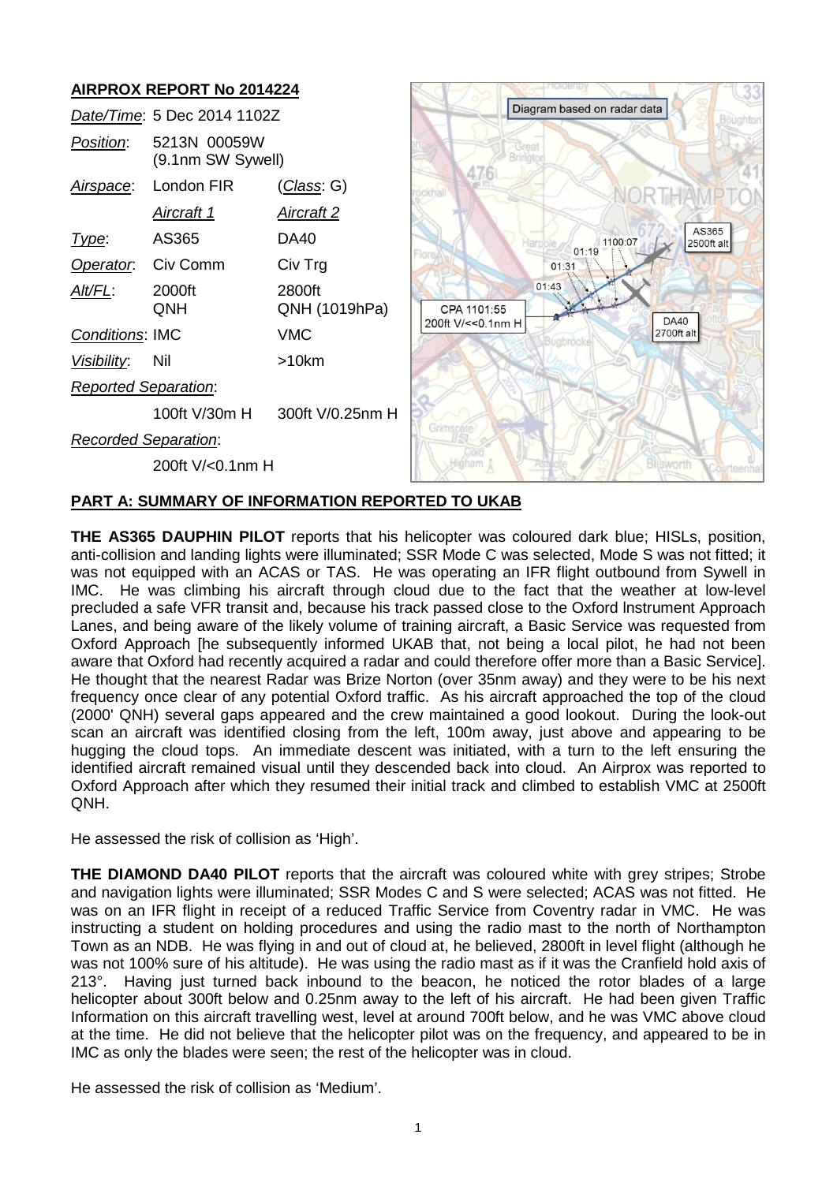## AIRPROX REPORT No 2014224

| | | |
|---|---|---|
| *Date/Time*: | 5 Dec 2014 1102Z | |
| *Position*: | 5213N 00059W (9.1nm SW Sywell) | |
| *Airspace*: | London FIR | (*Class*: G) |
| | *Aircraft 1* | *Aircraft 2* |
| *Type*: | AS365 | DA40 |
| *Operator*: | Civ Comm | Civ Trg |
| *Alt/FL*: | 2000ft QNH | 2800ft QNH (1019hPa) |
| *Conditions*: | IMC | VMC |
| *Visibility*: | Nil | >10km |
| *Reported Separation*: | | |
| | 100ft V/30m H | 300ft V/0.25nm H |
| *Recorded Separation*: | | |
| | 200ft V/<0.1nm H | |

Diagram based on radar data

AS365 2500ft alt; 1100:07; 01:19; 01:31; 01:43; CPA 1101:55 200ft V/<<0.1nm H; DA40 2700ft alt

### PART A: SUMMARY OF INFORMATION REPORTED TO UKAB

**THE AS365 DAUPHIN PILOT** reports that his helicopter was coloured dark blue; HISLs, position, anti-collision and landing lights were illuminated; SSR Mode C was selected, Mode S was not fitted; it was not equipped with an ACAS or TAS. He was operating an IFR flight outbound from Sywell in IMC. He was climbing his aircraft through cloud due to the fact that the weather at low-level precluded a safe VFR transit and, because his track passed close to the Oxford Instrument Approach Lanes, and being aware of the likely volume of training aircraft, a Basic Service was requested from Oxford Approach [he subsequently informed UKAB that, not being a local pilot, he had not been aware that Oxford had recently acquired a radar and could therefore offer more than a Basic Service]. He thought that the nearest Radar was Brize Norton (over 35nm away) and they were to be his next frequency once clear of any potential Oxford traffic. As his aircraft approached the top of the cloud (2000' QNH) several gaps appeared and the crew maintained a good lookout. During the look-out scan an aircraft was identified closing from the left, 100m away, just above and appearing to be hugging the cloud tops. An immediate descent was initiated, with a turn to the left ensuring the identified aircraft remained visual until they descended back into cloud. An Airprox was reported to Oxford Approach after which they resumed their initial track and climbed to establish VMC at 2500ft QNH.

He assessed the risk of collision as 'High'.

**THE DIAMOND DA40 PILOT** reports that the aircraft was coloured white with grey stripes; Strobe and navigation lights were illuminated; SSR Modes C and S were selected; ACAS was not fitted. He was on an IFR flight in receipt of a reduced Traffic Service from Coventry radar in VMC. He was instructing a student on holding procedures and using the radio mast to the north of Northampton Town as an NDB. He was flying in and out of cloud at, he believed, 2800ft in level flight (although he was not 100% sure of his altitude). He was using the radio mast as if it was the Cranfield hold axis of 213°. Having just turned back inbound to the beacon, he noticed the rotor blades of a large helicopter about 300ft below and 0.25nm away to the left of his aircraft. He had been given Traffic Information on this aircraft travelling west, level at around 700ft below, and he was VMC above cloud at the time. He did not believe that the helicopter pilot was on the frequency, and appeared to be in IMC as only the blades were seen; the rest of the helicopter was in cloud.

He assessed the risk of collision as 'Medium'.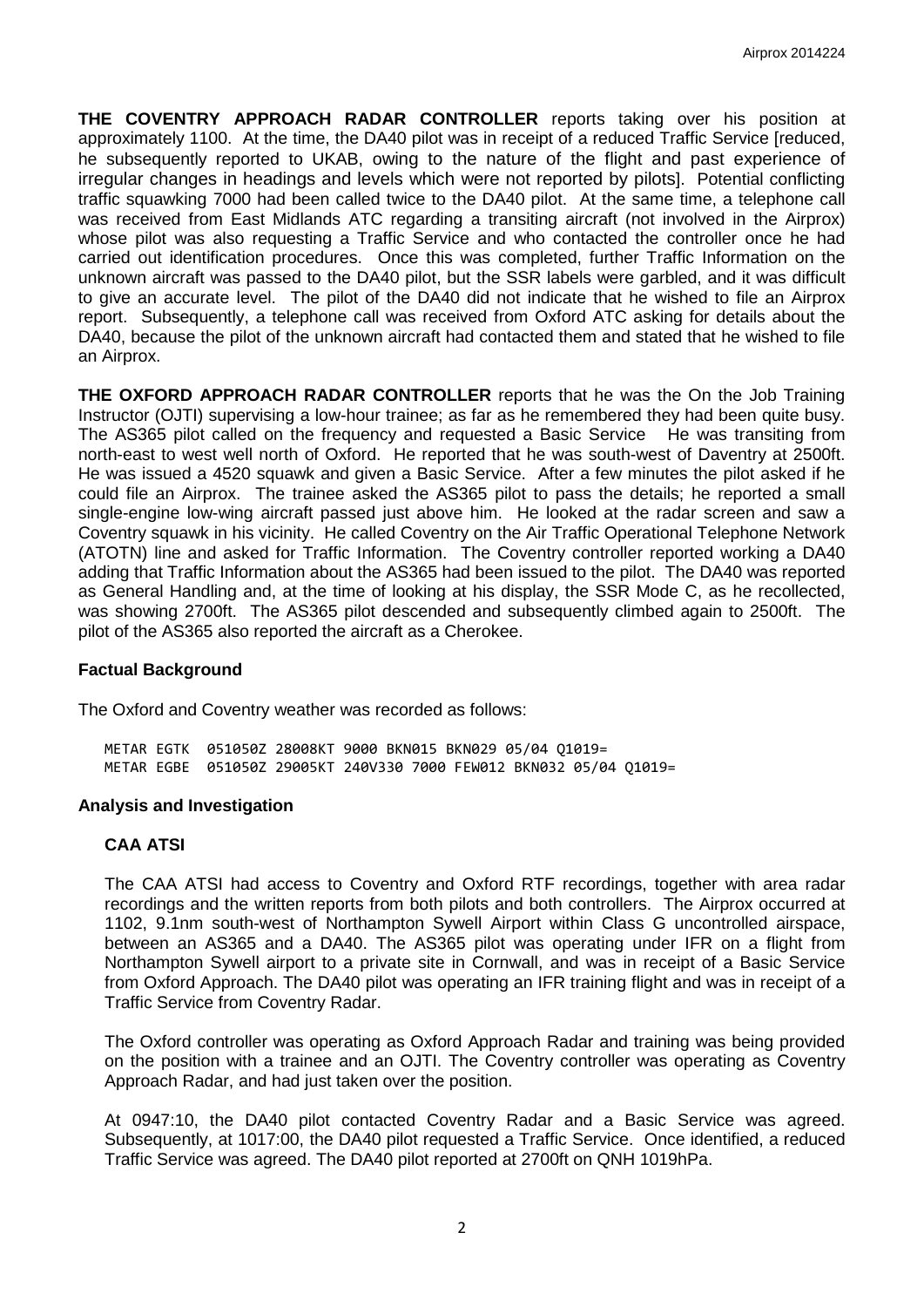**THE COVENTRY APPROACH RADAR CONTROLLER** reports taking over his position at approximately 1100. At the time, the DA40 pilot was in receipt of a reduced Traffic Service [reduced, he subsequently reported to UKAB, owing to the nature of the flight and past experience of irregular changes in headings and levels which were not reported by pilots]. Potential conflicting traffic squawking 7000 had been called twice to the DA40 pilot. At the same time, a telephone call was received from East Midlands ATC regarding a transiting aircraft (not involved in the Airprox) whose pilot was also requesting a Traffic Service and who contacted the controller once he had carried out identification procedures. Once this was completed, further Traffic Information on the unknown aircraft was passed to the DA40 pilot, but the SSR labels were garbled, and it was difficult to give an accurate level. The pilot of the DA40 did not indicate that he wished to file an Airprox report. Subsequently, a telephone call was received from Oxford ATC asking for details about the DA40, because the pilot of the unknown aircraft had contacted them and stated that he wished to file an Airprox.

**THE OXFORD APPROACH RADAR CONTROLLER** reports that he was the On the Job Training Instructor (OJTI) supervising a low-hour trainee; as far as he remembered they had been quite busy. The AS365 pilot called on the frequency and requested a Basic Service He was transiting from north-east to west well north of Oxford. He reported that he was south-west of Daventry at 2500ft. He was issued a 4520 squawk and given a Basic Service. After a few minutes the pilot asked if he could file an Airprox. The trainee asked the AS365 pilot to pass the details; he reported a small single-engine low-wing aircraft passed just above him. He looked at the radar screen and saw a Coventry squawk in his vicinity. He called Coventry on the Air Traffic Operational Telephone Network (ATOTN) line and asked for Traffic Information. The Coventry controller reported working a DA40 adding that Traffic Information about the AS365 had been issued to the pilot. The DA40 was reported as General Handling and, at the time of looking at his display, the SSR Mode C, as he recollected, was showing 2700ft. The AS365 pilot descended and subsequently climbed again to 2500ft. The pilot of the AS365 also reported the aircraft as a Cherokee.

### Factual Background

The Oxford and Coventry weather was recorded as follows:

```
METAR EGTK  051050Z 28008KT 9000 BKN015 BKN029 05/04 Q1019=
METAR EGBE  051050Z 29005KT 240V330 7000 FEW012 BKN032 05/04 Q1019=
```

### Analysis and Investigation

#### CAA ATSI

The CAA ATSI had access to Coventry and Oxford RTF recordings, together with area radar recordings and the written reports from both pilots and both controllers. The Airprox occurred at 1102, 9.1nm south-west of Northampton Sywell Airport within Class G uncontrolled airspace, between an AS365 and a DA40. The AS365 pilot was operating under IFR on a flight from Northampton Sywell airport to a private site in Cornwall, and was in receipt of a Basic Service from Oxford Approach. The DA40 pilot was operating an IFR training flight and was in receipt of a Traffic Service from Coventry Radar.

The Oxford controller was operating as Oxford Approach Radar and training was being provided on the position with a trainee and an OJTI. The Coventry controller was operating as Coventry Approach Radar, and had just taken over the position.

At 0947:10, the DA40 pilot contacted Coventry Radar and a Basic Service was agreed. Subsequently, at 1017:00, the DA40 pilot requested a Traffic Service. Once identified, a reduced Traffic Service was agreed. The DA40 pilot reported at 2700ft on QNH 1019hPa.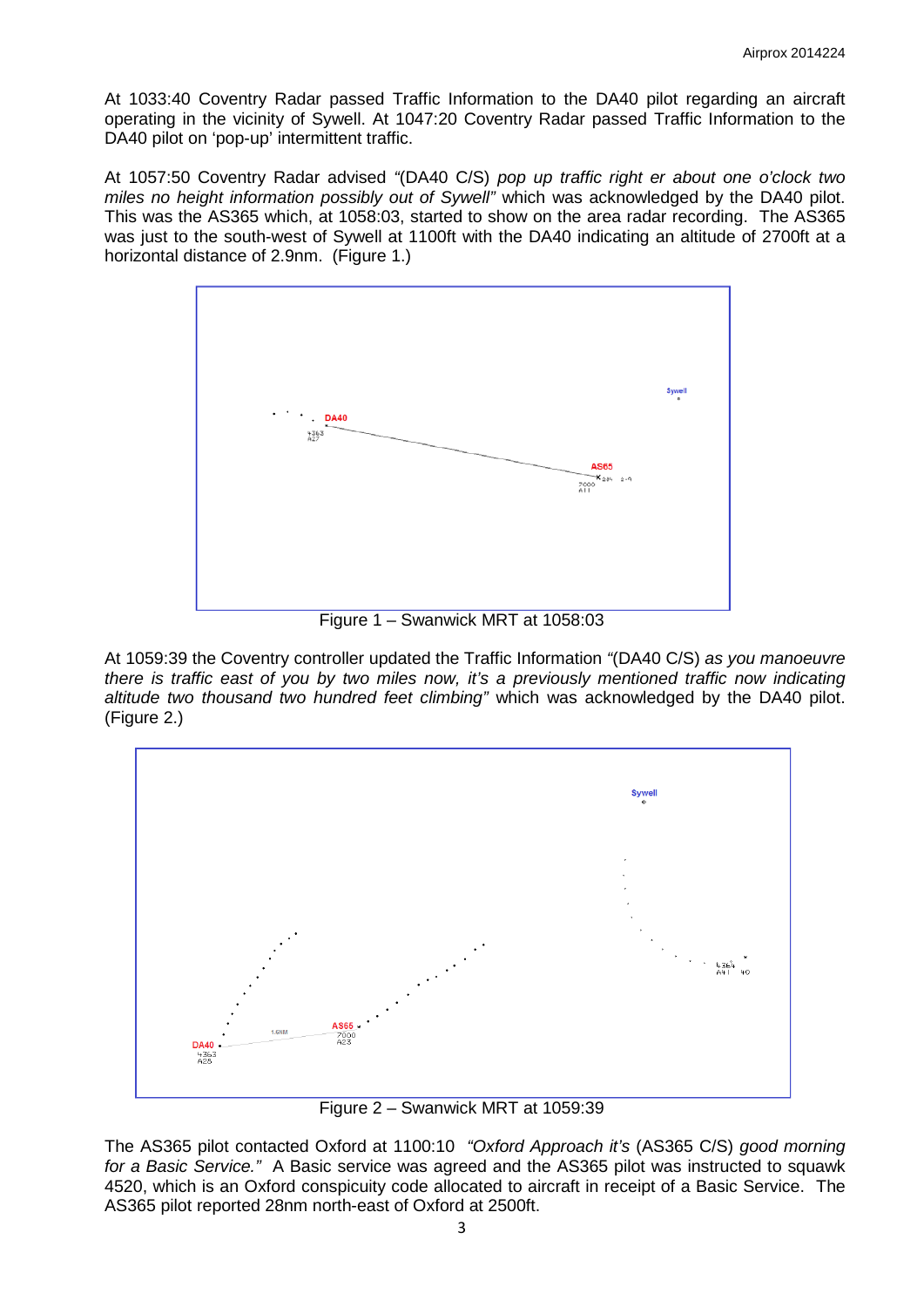At 1033:40 Coventry Radar passed Traffic Information to the DA40 pilot regarding an aircraft operating in the vicinity of Sywell. At 1047:20 Coventry Radar passed Traffic Information to the DA40 pilot on 'pop-up' intermittent traffic.

At 1057:50 Coventry Radar advised "(DA40 C/S) *pop up traffic right er about one o'clock two miles no height information possibly out of Sywell*" which was acknowledged by the DA40 pilot. This was the AS365 which, at 1058:03, started to show on the area radar recording. The AS365 was just to the south-west of Sywell at 1100ft with the DA40 indicating an altitude of 2700ft at a horizontal distance of 2.9nm. (Figure 1.)

Figure 1 – Swanwick MRT at 1058:03

At 1059:39 the Coventry controller updated the Traffic Information "(DA40 C/S) *as you manoeuvre there is traffic east of you by two miles now, it's a previously mentioned traffic now indicating altitude two thousand two hundred feet climbing*" which was acknowledged by the DA40 pilot. (Figure 2.)

Figure 2 – Swanwick MRT at 1059:39

The AS365 pilot contacted Oxford at 1100:10 *"Oxford Approach it's* (AS365 C/S) *good morning for a Basic Service."* A Basic service was agreed and the AS365 pilot was instructed to squawk 4520, which is an Oxford conspicuity code allocated to aircraft in receipt of a Basic Service. The AS365 pilot reported 28nm north-east of Oxford at 2500ft.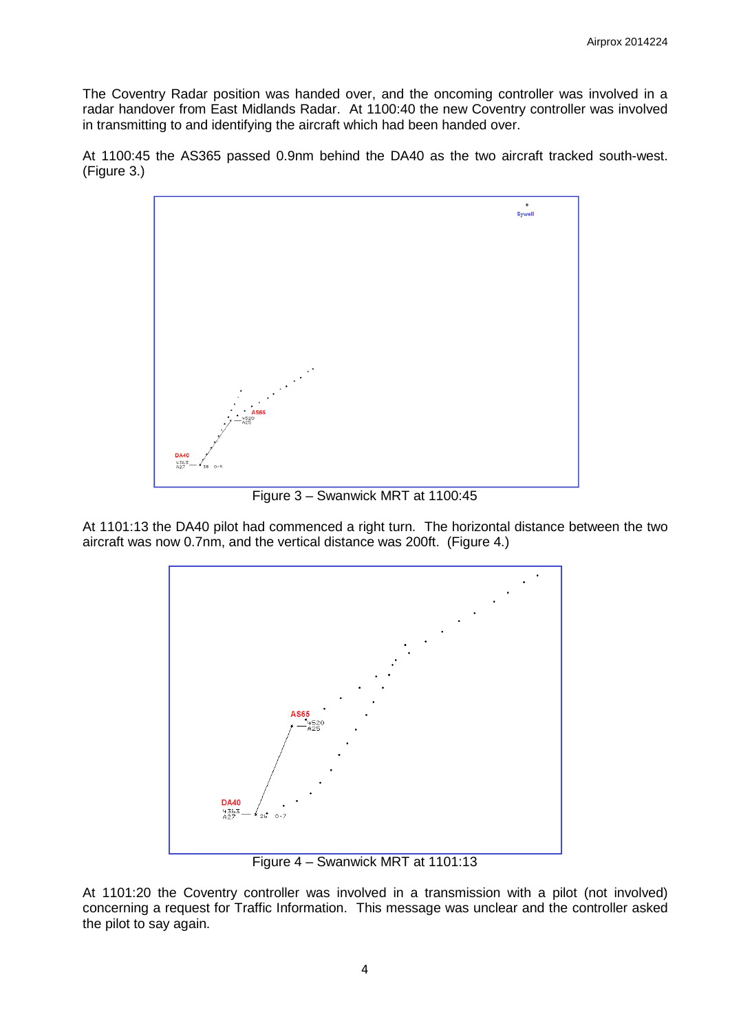The Coventry Radar position was handed over, and the oncoming controller was involved in a radar handover from East Midlands Radar. At 1100:40 the new Coventry controller was involved in transmitting to and identifying the aircraft which had been handed over.

At 1100:45 the AS365 passed 0.9nm behind the DA40 as the two aircraft tracked south-west. (Figure 3.)

Figure 3 – Swanwick MRT at 1100:45

At 1101:13 the DA40 pilot had commenced a right turn. The horizontal distance between the two aircraft was now 0.7nm, and the vertical distance was 200ft. (Figure 4.)

Figure 4 – Swanwick MRT at 1101:13

At 1101:20 the Coventry controller was involved in a transmission with a pilot (not involved) concerning a request for Traffic Information. This message was unclear and the controller asked the pilot to say again.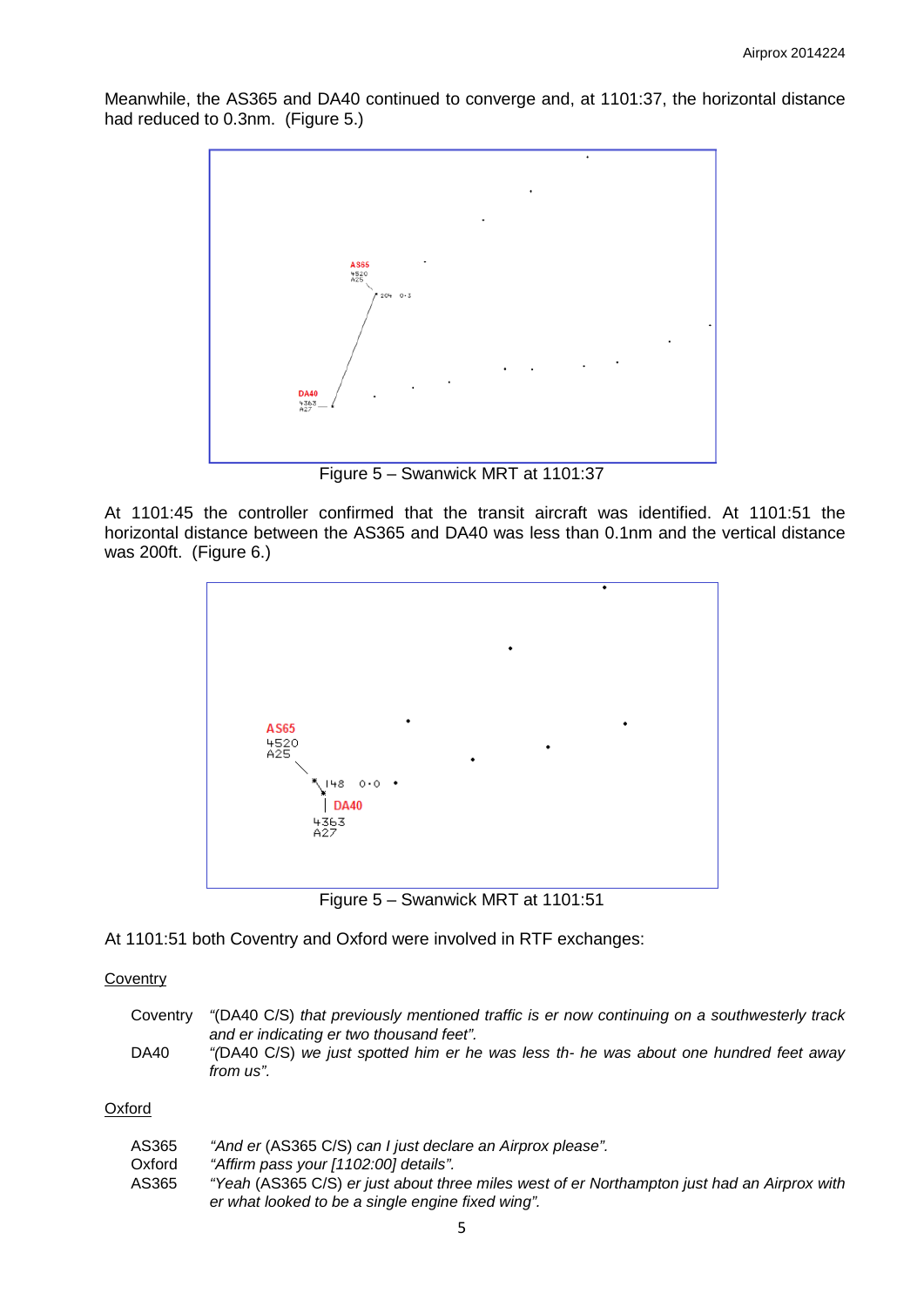Meanwhile, the AS365 and DA40 continued to converge and, at 1101:37, the horizontal distance had reduced to 0.3nm. (Figure 5.)

Figure 5 – Swanwick MRT at 1101:37

At 1101:45 the controller confirmed that the transit aircraft was identified. At 1101:51 the horizontal distance between the AS365 and DA40 was less than 0.1nm and the vertical distance was 200ft. (Figure 6.)

Figure 5 – Swanwick MRT at 1101:51

At 1101:51 both Coventry and Oxford were involved in RTF exchanges:

<u>Coventry</u>

| | |
|---|---|
| Coventry | "(DA40 C/S) *that previously mentioned traffic is er now continuing on a southwesterly track and er indicating er two thousand feet".* |
| DA40 | "(DA40 C/S) *we just spotted him er he was less th- he was about one hundred feet away from us".* |

<u>Oxford</u>

| | |
|---|---|
| AS365 | *"And er* (AS365 C/S) *can I just declare an Airprox please".* |
| Oxford | *"Affirm pass your [1102:00] details".* |
| AS365 | *"Yeah* (AS365 C/S) *er just about three miles west of er Northampton just had an Airprox with er what looked to be a single engine fixed wing".* |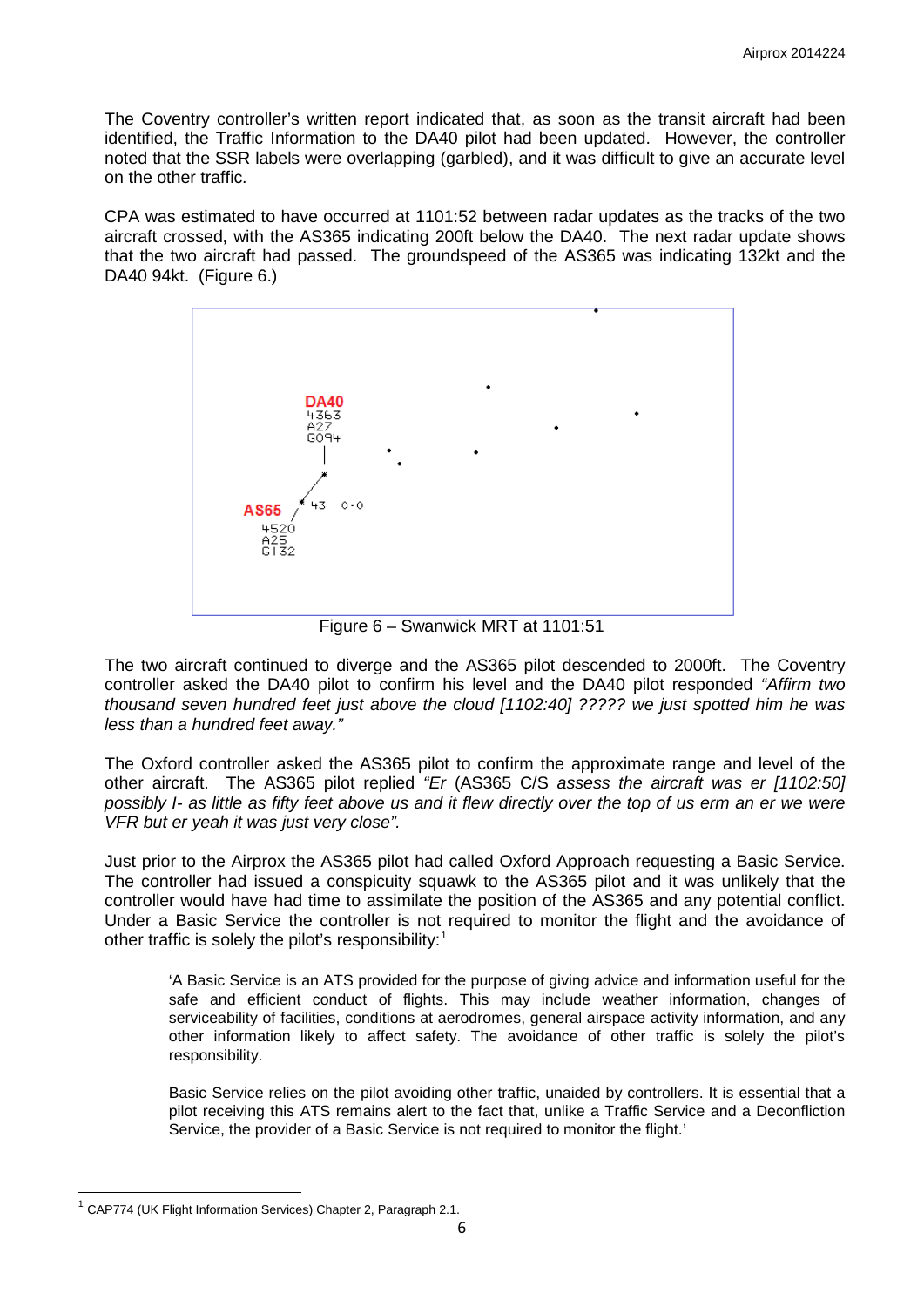The Coventry controller's written report indicated that, as soon as the transit aircraft had been identified, the Traffic Information to the DA40 pilot had been updated. However, the controller noted that the SSR labels were overlapping (garbled), and it was difficult to give an accurate level on the other traffic.

CPA was estimated to have occurred at 1101:52 between radar updates as the tracks of the two aircraft crossed, with the AS365 indicating 200ft below the DA40. The next radar update shows that the two aircraft had passed. The groundspeed of the AS365 was indicating 132kt and the DA40 94kt. (Figure 6.)

Figure 6 – Swanwick MRT at 1101:51

The two aircraft continued to diverge and the AS365 pilot descended to 2000ft. The Coventry controller asked the DA40 pilot to confirm his level and the DA40 pilot responded *"Affirm two thousand seven hundred feet just above the cloud [1102:40] ????? we just spotted him he was less than a hundred feet away."*

The Oxford controller asked the AS365 pilot to confirm the approximate range and level of the other aircraft. The AS365 pilot replied *"Er* (AS365 C/S *assess the aircraft was er [1102:50] possibly I- as little as fifty feet above us and it flew directly over the top of us erm an er we were VFR but er yeah it was just very close".*

Just prior to the Airprox the AS365 pilot had called Oxford Approach requesting a Basic Service. The controller had issued a conspicuity squawk to the AS365 pilot and it was unlikely that the controller would have had time to assimilate the position of the AS365 and any potential conflict. Under a Basic Service the controller is not required to monitor the flight and the avoidance of other traffic is solely the pilot's responsibility:[1]

> 'A Basic Service is an ATS provided for the purpose of giving advice and information useful for the safe and efficient conduct of flights. This may include weather information, changes of serviceability of facilities, conditions at aerodromes, general airspace activity information, and any other information likely to affect safety. The avoidance of other traffic is solely the pilot's responsibility.
>
> Basic Service relies on the pilot avoiding other traffic, unaided by controllers. It is essential that a pilot receiving this ATS remains alert to the fact that, unlike a Traffic Service and a Deconfliction Service, the provider of a Basic Service is not required to monitor the flight.'

[1] CAP774 (UK Flight Information Services) Chapter 2, Paragraph 2.1.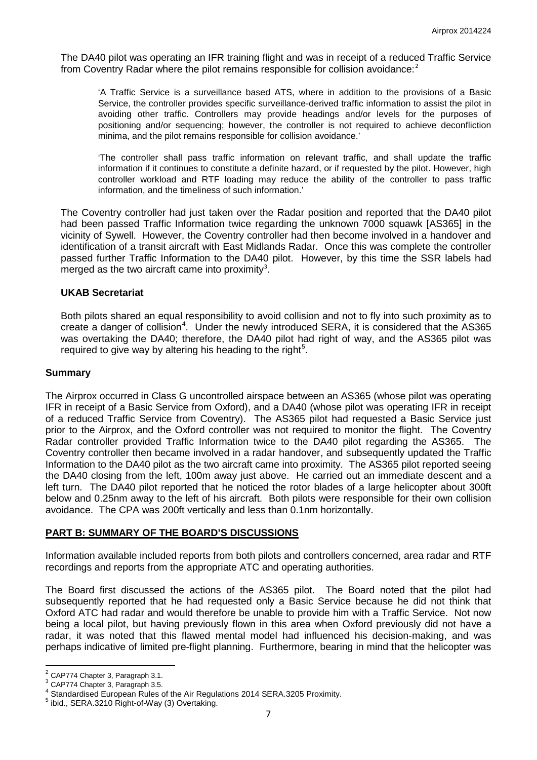The DA40 pilot was operating an IFR training flight and was in receipt of a reduced Traffic Service from Coventry Radar where the pilot remains responsible for collision avoidance:[2]

> 'A Traffic Service is a surveillance based ATS, where in addition to the provisions of a Basic Service, the controller provides specific surveillance-derived traffic information to assist the pilot in avoiding other traffic. Controllers may provide headings and/or levels for the purposes of positioning and/or sequencing; however, the controller is not required to achieve deconfliction minima, and the pilot remains responsible for collision avoidance.'
>
> 'The controller shall pass traffic information on relevant traffic, and shall update the traffic information if it continues to constitute a definite hazard, or if requested by the pilot. However, high controller workload and RTF loading may reduce the ability of the controller to pass traffic information, and the timeliness of such information.'

The Coventry controller had just taken over the Radar position and reported that the DA40 pilot had been passed Traffic Information twice regarding the unknown 7000 squawk [AS365] in the vicinity of Sywell. However, the Coventry controller had then become involved in a handover and identification of a transit aircraft with East Midlands Radar. Once this was complete the controller passed further Traffic Information to the DA40 pilot. However, by this time the SSR labels had merged as the two aircraft came into proximity[3].

### UKAB Secretariat

Both pilots shared an equal responsibility to avoid collision and not to fly into such proximity as to create a danger of collision[4]. Under the newly introduced SERA, it is considered that the AS365 was overtaking the DA40; therefore, the DA40 pilot had right of way, and the AS365 pilot was required to give way by altering his heading to the right[5].

## Summary

The Airprox occurred in Class G uncontrolled airspace between an AS365 (whose pilot was operating IFR in receipt of a Basic Service from Oxford), and a DA40 (whose pilot was operating IFR in receipt of a reduced Traffic Service from Coventry). The AS365 pilot had requested a Basic Service just prior to the Airprox, and the Oxford controller was not required to monitor the flight. The Coventry Radar controller provided Traffic Information twice to the DA40 pilot regarding the AS365. The Coventry controller then became involved in a radar handover, and subsequently updated the Traffic Information to the DA40 pilot as the two aircraft came into proximity. The AS365 pilot reported seeing the DA40 closing from the left, 100m away just above. He carried out an immediate descent and a left turn. The DA40 pilot reported that he noticed the rotor blades of a large helicopter about 300ft below and 0.25nm away to the left of his aircraft. Both pilots were responsible for their own collision avoidance. The CPA was 200ft vertically and less than 0.1nm horizontally.

## PART B: SUMMARY OF THE BOARD'S DISCUSSIONS

Information available included reports from both pilots and controllers concerned, area radar and RTF recordings and reports from the appropriate ATC and operating authorities.

The Board first discussed the actions of the AS365 pilot. The Board noted that the pilot had subsequently reported that he had requested only a Basic Service because he did not think that Oxford ATC had radar and would therefore be unable to provide him with a Traffic Service. Not now being a local pilot, but having previously flown in this area when Oxford previously did not have a radar, it was noted that this flawed mental model had influenced his decision-making, and was perhaps indicative of limited pre-flight planning. Furthermore, bearing in mind that the helicopter was

---

[2] CAP774 Chapter 3, Paragraph 3.1.
[3] CAP774 Chapter 3, Paragraph 3.5.
[4] Standardised European Rules of the Air Regulations 2014 SERA.3205 Proximity.
[5] ibid., SERA.3210 Right-of-Way (3) Overtaking.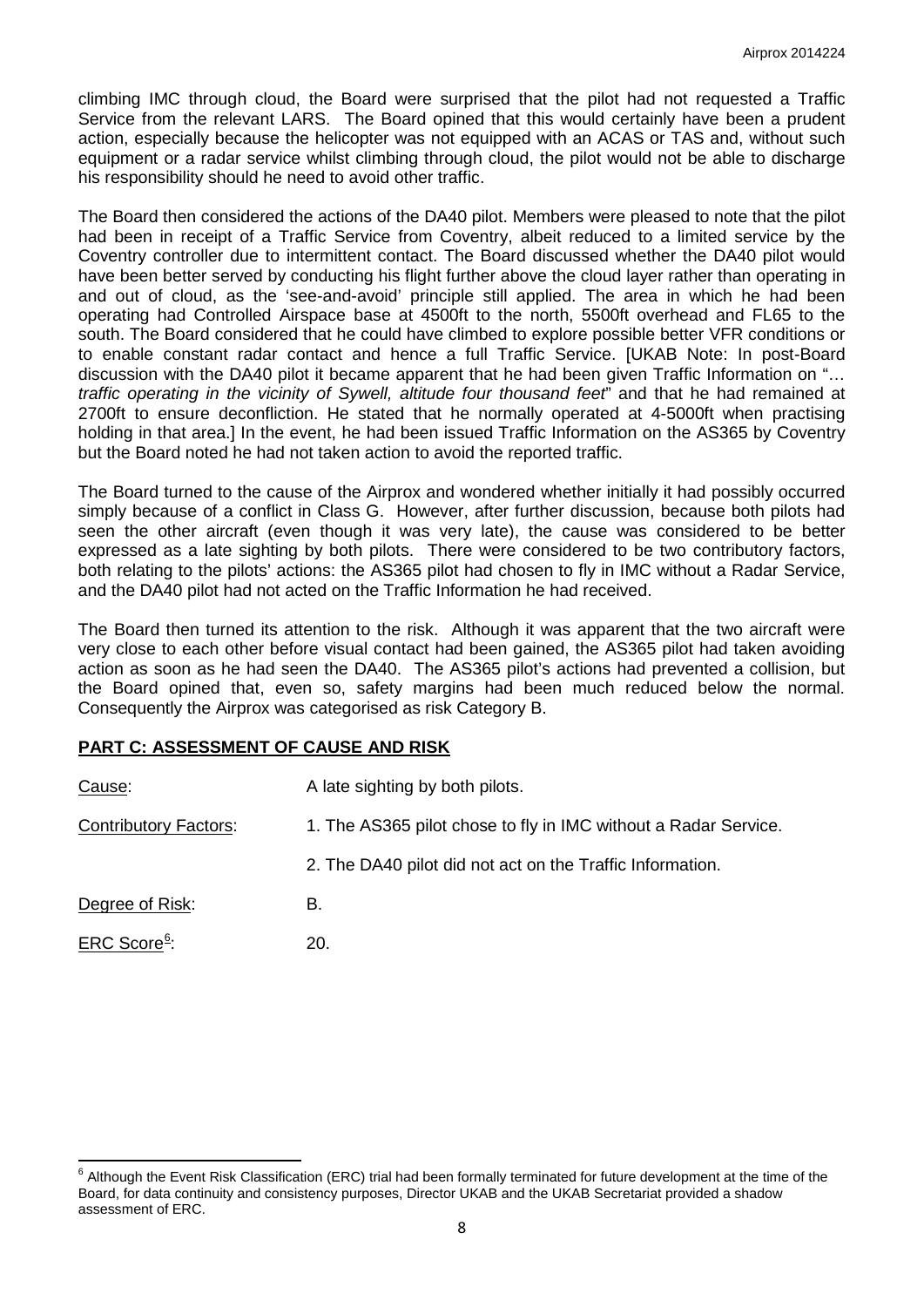climbing IMC through cloud, the Board were surprised that the pilot had not requested a Traffic Service from the relevant LARS. The Board opined that this would certainly have been a prudent action, especially because the helicopter was not equipped with an ACAS or TAS and, without such equipment or a radar service whilst climbing through cloud, the pilot would not be able to discharge his responsibility should he need to avoid other traffic.

The Board then considered the actions of the DA40 pilot. Members were pleased to note that the pilot had been in receipt of a Traffic Service from Coventry, albeit reduced to a limited service by the Coventry controller due to intermittent contact. The Board discussed whether the DA40 pilot would have been better served by conducting his flight further above the cloud layer rather than operating in and out of cloud, as the 'see-and-avoid' principle still applied. The area in which he had been operating had Controlled Airspace base at 4500ft to the north, 5500ft overhead and FL65 to the south. The Board considered that he could have climbed to explore possible better VFR conditions or to enable constant radar contact and hence a full Traffic Service. [UKAB Note: In post-Board discussion with the DA40 pilot it became apparent that he had been given Traffic Information on "*… traffic operating in the vicinity of Sywell, altitude four thousand feet*" and that he had remained at 2700ft to ensure deconfliction. He stated that he normally operated at 4-5000ft when practising holding in that area.] In the event, he had been issued Traffic Information on the AS365 by Coventry but the Board noted he had not taken action to avoid the reported traffic.

The Board turned to the cause of the Airprox and wondered whether initially it had possibly occurred simply because of a conflict in Class G. However, after further discussion, because both pilots had seen the other aircraft (even though it was very late), the cause was considered to be better expressed as a late sighting by both pilots. There were considered to be two contributory factors, both relating to the pilots' actions: the AS365 pilot had chosen to fly in IMC without a Radar Service, and the DA40 pilot had not acted on the Traffic Information he had received.

The Board then turned its attention to the risk. Although it was apparent that the two aircraft were very close to each other before visual contact had been gained, the AS365 pilot had taken avoiding action as soon as he had seen the DA40. The AS365 pilot's actions had prevented a collision, but the Board opined that, even so, safety margins had been much reduced below the normal. Consequently the Airprox was categorised as risk Category B.

## PART C: ASSESSMENT OF CAUSE AND RISK

| | |
|---|---|
| Cause: | A late sighting by both pilots. |
| Contributory Factors: | 1. The AS365 pilot chose to fly in IMC without a Radar Service. |
| | 2. The DA40 pilot did not act on the Traffic Information. |
| Degree of Risk: | B. |
| ERC Score[6]: | 20. |

[6] Although the Event Risk Classification (ERC) trial had been formally terminated for future development at the time of the Board, for data continuity and consistency purposes, Director UKAB and the UKAB Secretariat provided a shadow assessment of ERC.